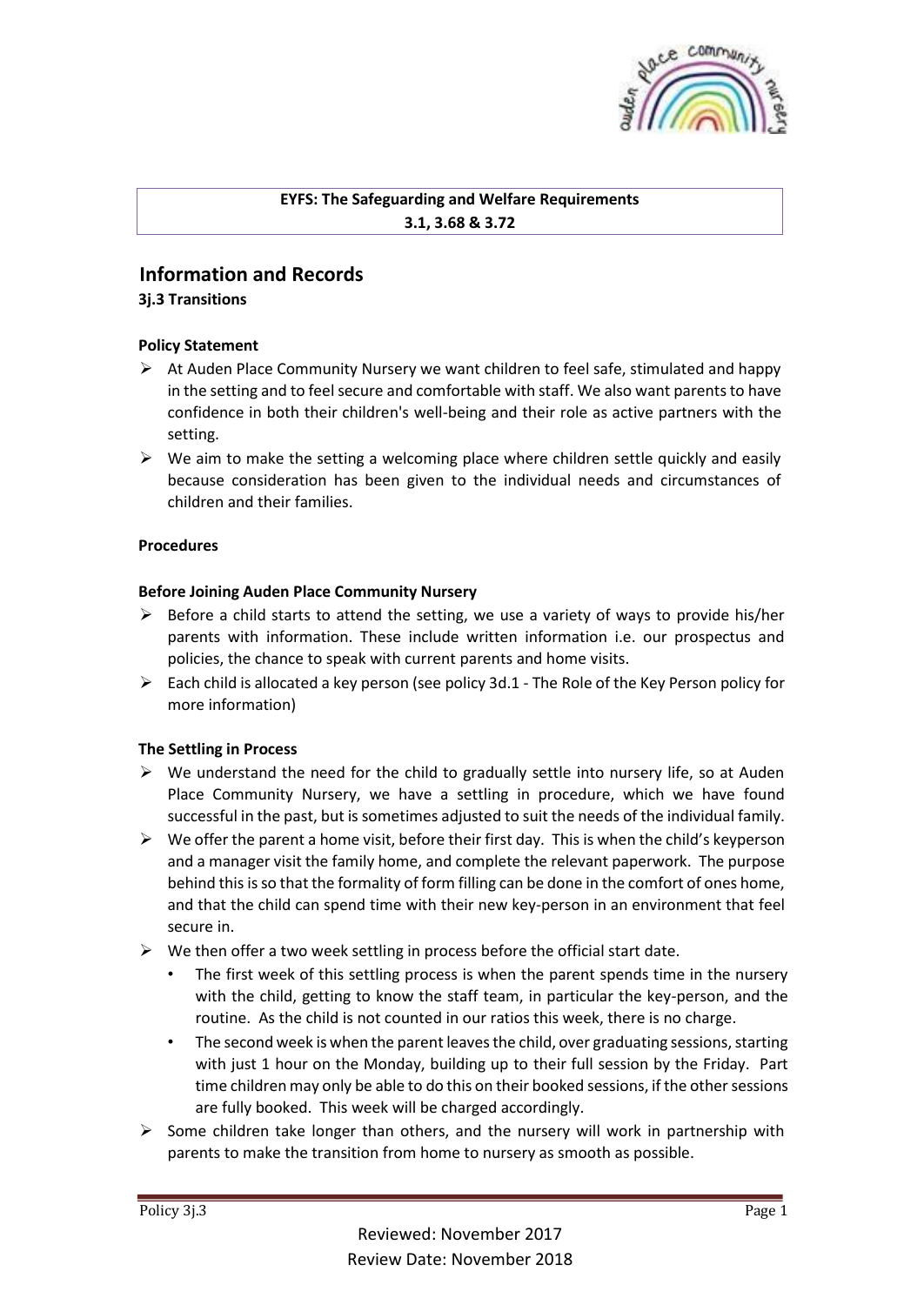**EYFS: The Safeguarding and Welfare Requirements**
**3.1, 3.68 & 3.72**

## Information and Records

**3j.3 Transitions**

**Policy Statement**

- At Auden Place Community Nursery we want children to feel safe, stimulated and happy in the setting and to feel secure and comfortable with staff. We also want parents to have confidence in both their children's well-being and their role as active partners with the setting.
- We aim to make the setting a welcoming place where children settle quickly and easily because consideration has been given to the individual needs and circumstances of children and their families.

**Procedures**

**Before Joining Auden Place Community Nursery**

- Before a child starts to attend the setting, we use a variety of ways to provide his/her parents with information. These include written information i.e. our prospectus and policies, the chance to speak with current parents and home visits.
- Each child is allocated a key person (see policy 3d.1 - The Role of the Key Person policy for more information)

**The Settling in Process**

- We understand the need for the child to gradually settle into nursery life, so at Auden Place Community Nursery, we have a settling in procedure, which we have found successful in the past, but is sometimes adjusted to suit the needs of the individual family.
- We offer the parent a home visit, before their first day. This is when the child's keyperson and a manager visit the family home, and complete the relevant paperwork. The purpose behind this is so that the formality of form filling can be done in the comfort of ones home, and that the child can spend time with their new key-person in an environment that feel secure in.
- We then offer a two week settling in process before the official start date.
  - The first week of this settling process is when the parent spends time in the nursery with the child, getting to know the staff team, in particular the key-person, and the routine. As the child is not counted in our ratios this week, there is no charge.
  - The second week is when the parent leaves the child, over graduating sessions, starting with just 1 hour on the Monday, building up to their full session by the Friday. Part time children may only be able to do this on their booked sessions, if the other sessions are fully booked. This week will be charged accordingly.
- Some children take longer than others, and the nursery will work in partnership with parents to make the transition from home to nursery as smooth as possible.

Reviewed: November 2017
Review Date: November 2018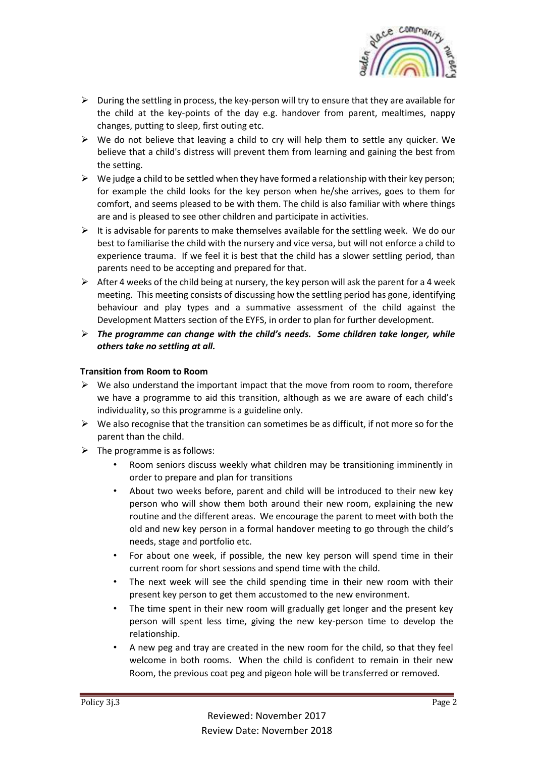- During the settling in process, the key-person will try to ensure that they are available for the child at the key-points of the day e.g. handover from parent, mealtimes, nappy changes, putting to sleep, first outing etc.
- We do not believe that leaving a child to cry will help them to settle any quicker. We believe that a child's distress will prevent them from learning and gaining the best from the setting.
- We judge a child to be settled when they have formed a relationship with their key person; for example the child looks for the key person when he/she arrives, goes to them for comfort, and seems pleased to be with them. The child is also familiar with where things are and is pleased to see other children and participate in activities.
- It is advisable for parents to make themselves available for the settling week. We do our best to familiarise the child with the nursery and vice versa, but will not enforce a child to experience trauma. If we feel it is best that the child has a slower settling period, than parents need to be accepting and prepared for that.
- After 4 weeks of the child being at nursery, the key person will ask the parent for a 4 week meeting. This meeting consists of discussing how the settling period has gone, identifying behaviour and play types and a summative assessment of the child against the Development Matters section of the EYFS, in order to plan for further development.
- ***The programme can change with the child's needs. Some children take longer, while others take no settling at all.***

**Transition from Room to Room**

- We also understand the important impact that the move from room to room, therefore we have a programme to aid this transition, although as we are aware of each child's individuality, so this programme is a guideline only.
- We also recognise that the transition can sometimes be as difficult, if not more so for the parent than the child.
- The programme is as follows:
  - Room seniors discuss weekly what children may be transitioning imminently in order to prepare and plan for transitions
  - About two weeks before, parent and child will be introduced to their new key person who will show them both around their new room, explaining the new routine and the different areas. We encourage the parent to meet with both the old and new key person in a formal handover meeting to go through the child's needs, stage and portfolio etc.
  - For about one week, if possible, the new key person will spend time in their current room for short sessions and spend time with the child.
  - The next week will see the child spending time in their new room with their present key person to get them accustomed to the new environment.
  - The time spent in their new room will gradually get longer and the present key person will spent less time, giving the new key-person time to develop the relationship.
  - A new peg and tray are created in the new room for the child, so that they feel welcome in both rooms. When the child is confident to remain in their new Room, the previous coat peg and pigeon hole will be transferred or removed.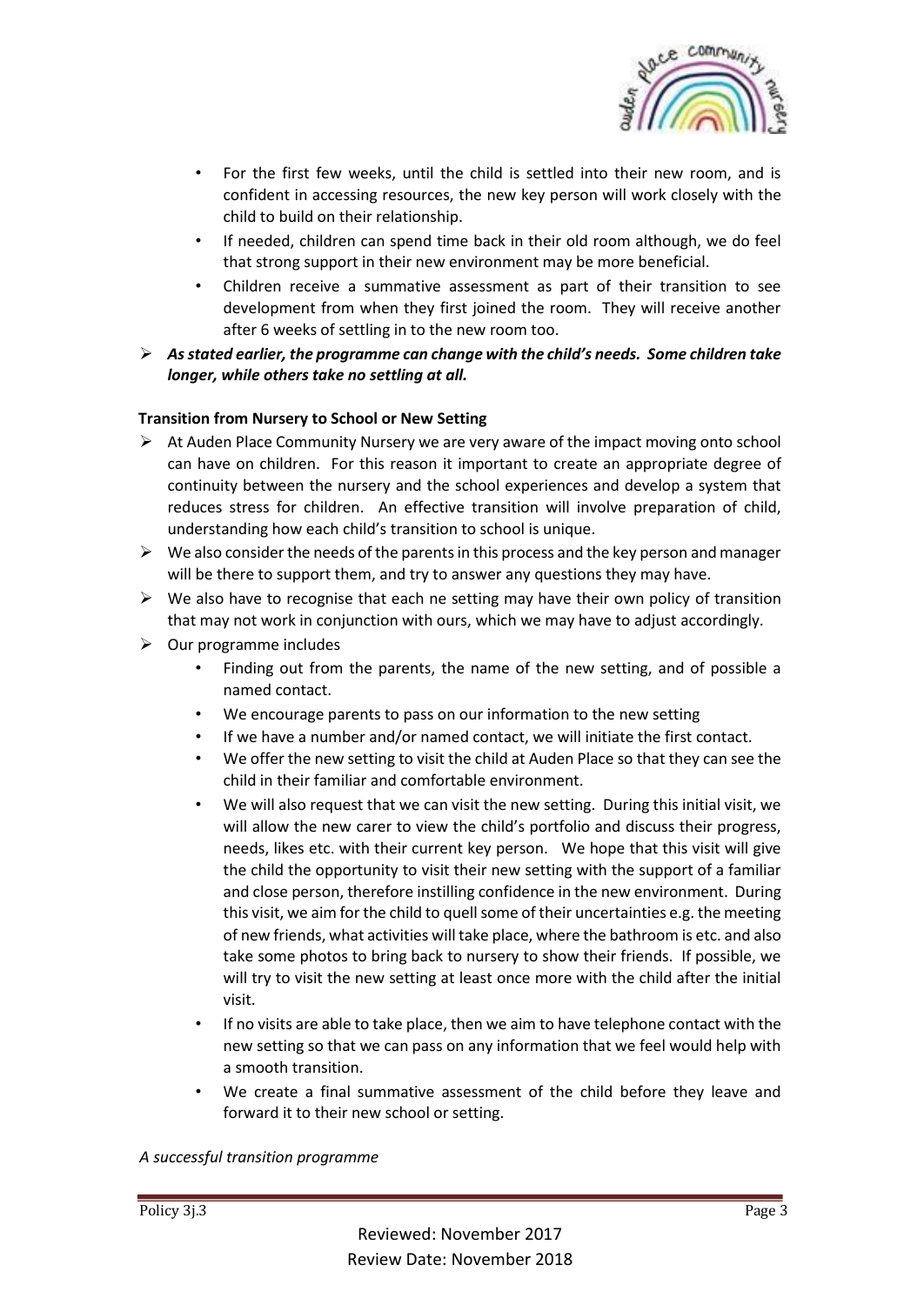- For the first few weeks, until the child is settled into their new room, and is confident in accessing resources, the new key person will work closely with the child to build on their relationship.
- If needed, children can spend time back in their old room although, we do feel that strong support in their new environment may be more beneficial.
- Children receive a summative assessment as part of their transition to see development from when they first joined the room. They will receive another after 6 weeks of settling in to the new room too.

➢ ***As stated earlier, the programme can change with the child's needs. Some children take longer, while others take no settling at all.***

**Transition from Nursery to School or New Setting**

➢ At Auden Place Community Nursery we are very aware of the impact moving onto school can have on children. For this reason it important to create an appropriate degree of continuity between the nursery and the school experiences and develop a system that reduces stress for children. An effective transition will involve preparation of child, understanding how each child's transition to school is unique.

➢ We also consider the needs of the parents in this process and the key person and manager will be there to support them, and try to answer any questions they may have.

➢ We also have to recognise that each ne setting may have their own policy of transition that may not work in conjunction with ours, which we may have to adjust accordingly.

➢ Our programme includes

- Finding out from the parents, the name of the new setting, and of possible a named contact.
- We encourage parents to pass on our information to the new setting
- If we have a number and/or named contact, we will initiate the first contact.
- We offer the new setting to visit the child at Auden Place so that they can see the child in their familiar and comfortable environment.
- We will also request that we can visit the new setting. During this initial visit, we will allow the new carer to view the child's portfolio and discuss their progress, needs, likes etc. with their current key person. We hope that this visit will give the child the opportunity to visit their new setting with the support of a familiar and close person, therefore instilling confidence in the new environment. During this visit, we aim for the child to quell some of their uncertainties e.g. the meeting of new friends, what activities will take place, where the bathroom is etc. and also take some photos to bring back to nursery to show their friends. If possible, we will try to visit the new setting at least once more with the child after the initial visit.
- If no visits are able to take place, then we aim to have telephone contact with the new setting so that we can pass on any information that we feel would help with a smooth transition.
- We create a final summative assessment of the child before they leave and forward it to their new school or setting.

*A successful transition programme*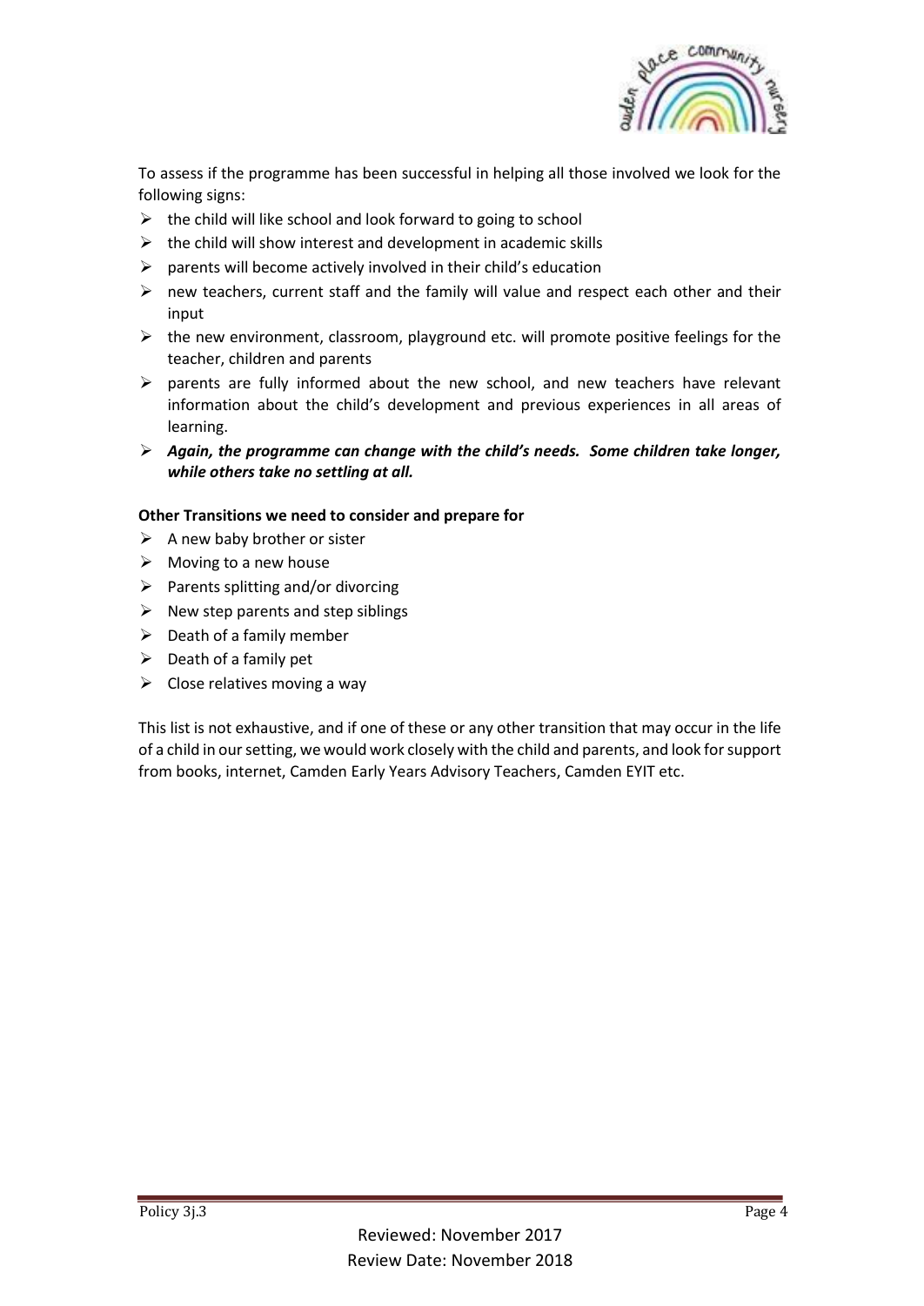To assess if the programme has been successful in helping all those involved we look for the following signs:

- the child will like school and look forward to going to school
- the child will show interest and development in academic skills
- parents will become actively involved in their child's education
- new teachers, current staff and the family will value and respect each other and their input
- the new environment, classroom, playground etc. will promote positive feelings for the teacher, children and parents
- parents are fully informed about the new school, and new teachers have relevant information about the child's development and previous experiences in all areas of learning.
- ***Again, the programme can change with the child's needs. Some children take longer, while others take no settling at all.***

**Other Transitions we need to consider and prepare for**

- A new baby brother or sister
- Moving to a new house
- Parents splitting and/or divorcing
- New step parents and step siblings
- Death of a family member
- Death of a family pet
- Close relatives moving a way

This list is not exhaustive, and if one of these or any other transition that may occur in the life of a child in our setting, we would work closely with the child and parents, and look for support from books, internet, Camden Early Years Advisory Teachers, Camden EYIT etc.

Reviewed: November 2017
Review Date: November 2018